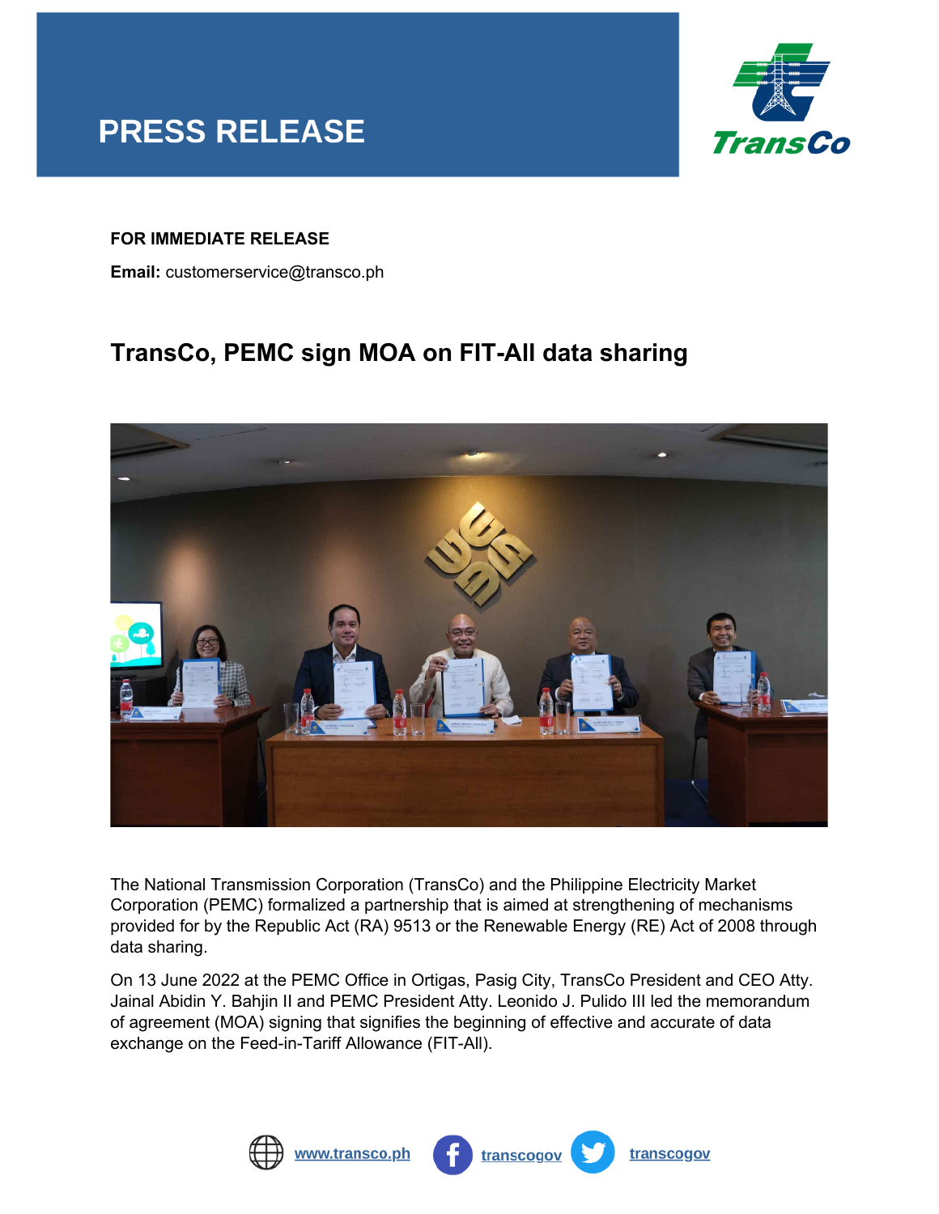# PRESS RELEASE

**FOR IMMEDIATE RELEASE**

**Email:** customerservice@transco.ph

## TransCo, PEMC sign MOA on FIT-All data sharing

The National Transmission Corporation (TransCo) and the Philippine Electricity Market Corporation (PEMC) formalized a partnership that is aimed at strengthening of mechanisms provided for by the Republic Act (RA) 9513 or the Renewable Energy (RE) Act of 2008 through data sharing.

On 13 June 2022 at the PEMC Office in Ortigas, Pasig City, TransCo President and CEO Atty. Jainal Abidin Y. Bahjin II and PEMC President Atty. Leonido J. Pulido III led the memorandum of agreement (MOA) signing that signifies the beginning of effective and accurate of data exchange on the Feed-in-Tariff Allowance (FIT-All).

www.transco.ph transcogov transcogov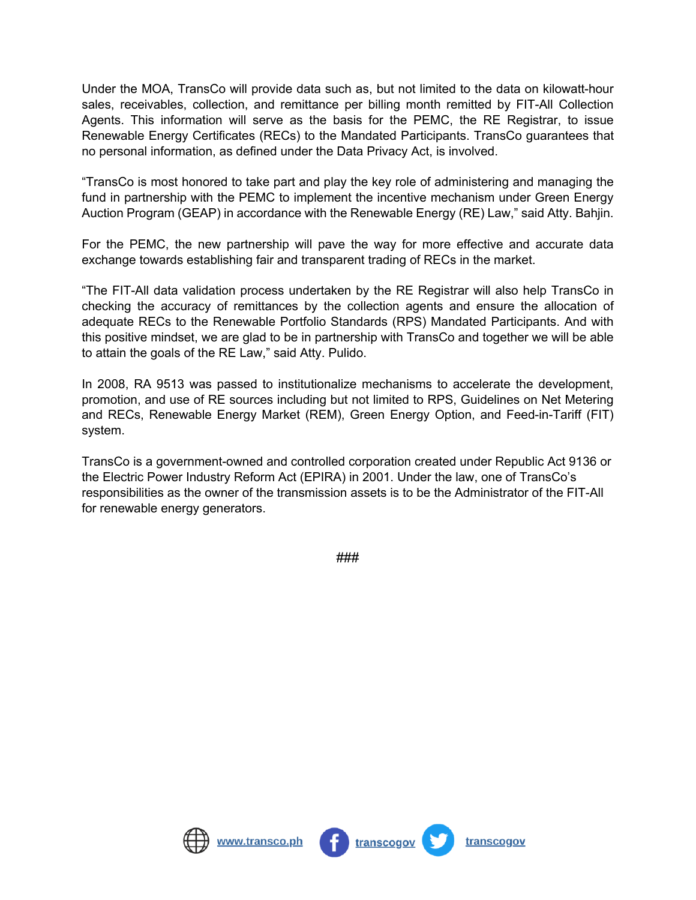Under the MOA, TransCo will provide data such as, but not limited to the data on kilowatt-hour sales, receivables, collection, and remittance per billing month remitted by FIT-All Collection Agents. This information will serve as the basis for the PEMC, the RE Registrar, to issue Renewable Energy Certificates (RECs) to the Mandated Participants. TransCo guarantees that no personal information, as defined under the Data Privacy Act, is involved.

“TransCo is most honored to take part and play the key role of administering and managing the fund in partnership with the PEMC to implement the incentive mechanism under Green Energy Auction Program (GEAP) in accordance with the Renewable Energy (RE) Law,” said Atty. Bahjin.

For the PEMC, the new partnership will pave the way for more effective and accurate data exchange towards establishing fair and transparent trading of RECs in the market.

“The FIT-All data validation process undertaken by the RE Registrar will also help TransCo in checking the accuracy of remittances by the collection agents and ensure the allocation of adequate RECs to the Renewable Portfolio Standards (RPS) Mandated Participants. And with this positive mindset, we are glad to be in partnership with TransCo and together we will be able to attain the goals of the RE Law,” said Atty. Pulido.

In 2008, RA 9513 was passed to institutionalize mechanisms to accelerate the development, promotion, and use of RE sources including but not limited to RPS, Guidelines on Net Metering and RECs, Renewable Energy Market (REM), Green Energy Option, and Feed-in-Tariff (FIT) system.

TransCo is a government-owned and controlled corporation created under Republic Act 9136 or the Electric Power Industry Reform Act (EPIRA) in 2001. Under the law, one of TransCo’s responsibilities as the owner of the transmission assets is to be the Administrator of the FIT-All for renewable energy generators.

###

www.transco.ph transcogov transcogov